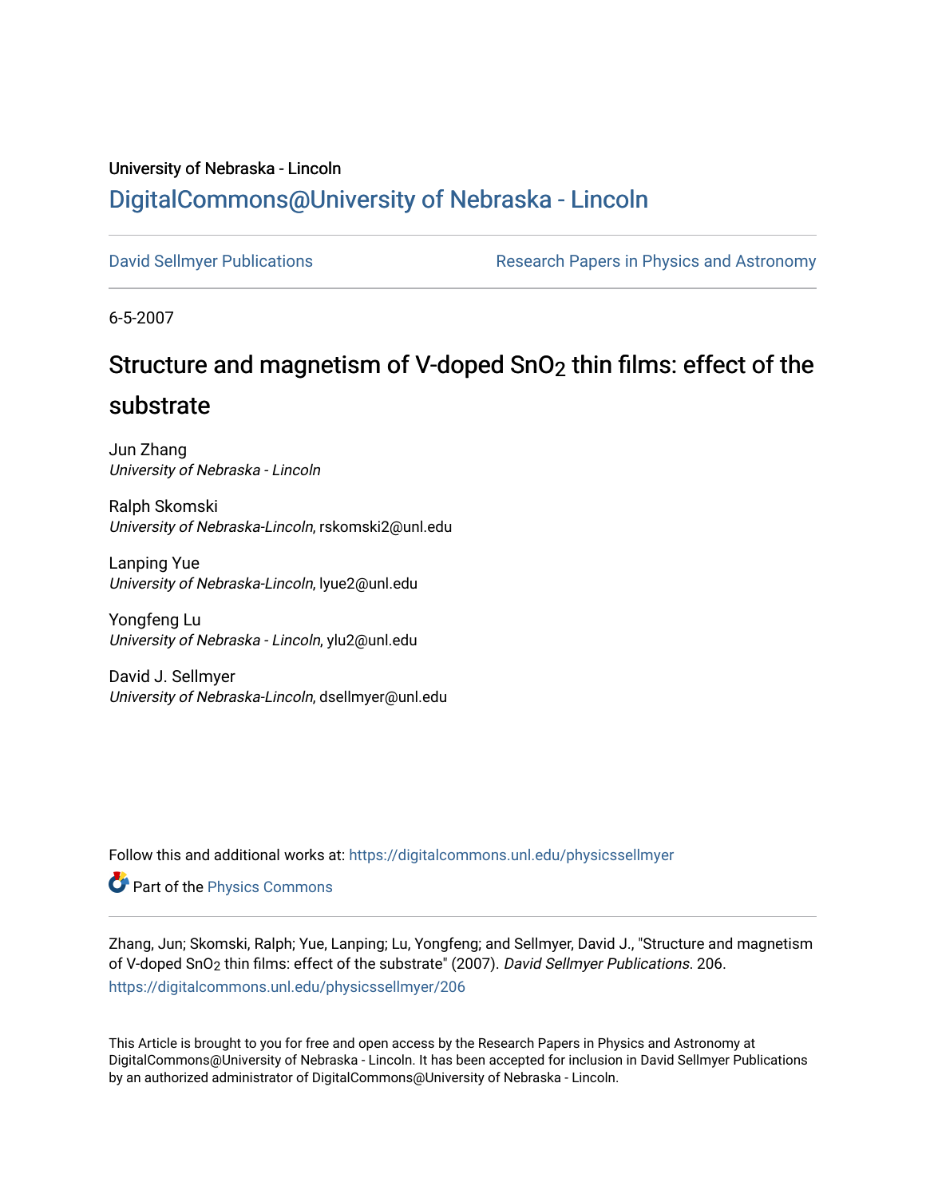University of Nebraska - Lincoln

## DigitalCommons@University of Nebraska - Lincoln

David Sellmyer Publications

Research Papers in Physics and Astronomy

6-5-2007

# Structure and magnetism of V-doped $SnO_2$ thin films: effect of the substrate

Jun Zhang
*University of Nebraska - Lincoln*

Ralph Skomski
*University of Nebraska-Lincoln*, rskomski2@unl.edu

Lanping Yue
*University of Nebraska-Lincoln*, lyue2@unl.edu

Yongfeng Lu
*University of Nebraska - Lincoln*, ylu2@unl.edu

David J. Sellmyer
*University of Nebraska-Lincoln*, dsellmyer@unl.edu

Follow this and additional works at: https://digitalcommons.unl.edu/physicssellmyer

Part of the Physics Commons

Zhang, Jun; Skomski, Ralph; Yue, Lanping; Lu, Yongfeng; and Sellmyer, David J., "Structure and magnetism of V-doped $SnO_2$ thin films: effect of the substrate" (2007). *David Sellmyer Publications*. 206.
https://digitalcommons.unl.edu/physicssellmyer/206

This Article is brought to you for free and open access by the Research Papers in Physics and Astronomy at DigitalCommons@University of Nebraska - Lincoln. It has been accepted for inclusion in David Sellmyer Publications by an authorized administrator of DigitalCommons@University of Nebraska - Lincoln.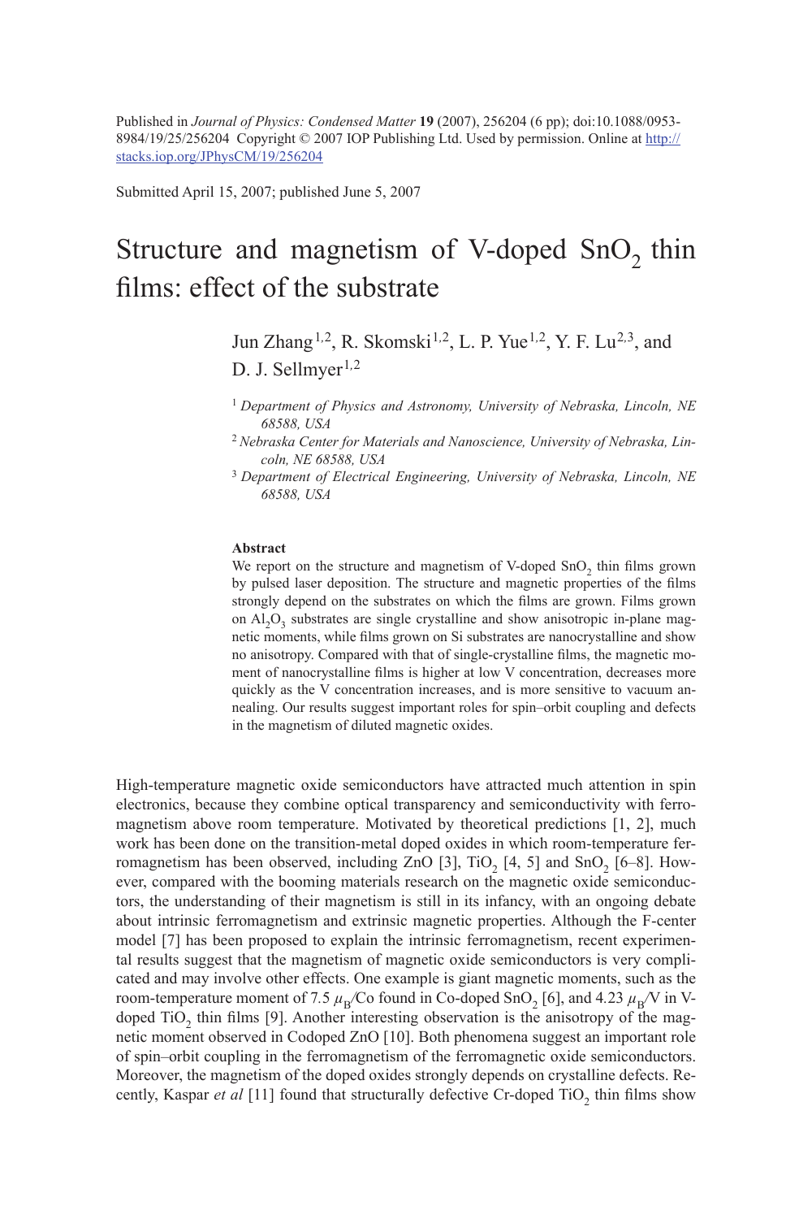Published in *Journal of Physics: Condensed Matter* **19** (2007), 256204 (6 pp); doi:10.1088/0953-8984/19/25/256204 Copyright © 2007 IOP Publishing Ltd. Used by permission. Online at http://stacks.iop.org/JPhysCM/19/256204

Submitted April 15, 2007; published June 5, 2007

# Structure and magnetism of V-doped $SnO_2$ thin films: effect of the substrate

Jun Zhang[1,2], R. Skomski[1,2], L. P. Yue[1,2], Y. F. Lu[2,3], and D. J. Sellmyer[1,2]

[1] *Department of Physics and Astronomy, University of Nebraska, Lincoln, NE 68588, USA*

[2] *Nebraska Center for Materials and Nanoscience, University of Nebraska, Lincoln, NE 68588, USA*

[3] *Department of Electrical Engineering, University of Nebraska, Lincoln, NE 68588, USA*

**Abstract**

We report on the structure and magnetism of V-doped $SnO_2$ thin films grown by pulsed laser deposition. The structure and magnetic properties of the films strongly depend on the substrates on which the films are grown. Films grown on $Al_2O_3$ substrates are single crystalline and show anisotropic in-plane magnetic moments, while films grown on Si substrates are nanocrystalline and show no anisotropy. Compared with that of single-crystalline films, the magnetic moment of nanocrystalline films is higher at low V concentration, decreases more quickly as the V concentration increases, and is more sensitive to vacuum annealing. Our results suggest important roles for spin–orbit coupling and defects in the magnetism of diluted magnetic oxides.

High-temperature magnetic oxide semiconductors have attracted much attention in spin electronics, because they combine optical transparency and semiconductivity with ferromagnetism above room temperature. Motivated by theoretical predictions [1, 2], much work has been done on the transition-metal doped oxides in which room-temperature ferromagnetism has been observed, including ZnO [3], $TiO_2$ [4, 5] and $SnO_2$ [6–8]. However, compared with the booming materials research on the magnetic oxide semiconductors, the understanding of their magnetism is still in its infancy, with an ongoing debate about intrinsic ferromagnetism and extrinsic magnetic properties. Although the F-center model [7] has been proposed to explain the intrinsic ferromagnetism, recent experimental results suggest that the magnetism of magnetic oxide semiconductors is very complicated and may involve other effects. One example is giant magnetic moments, such as the room-temperature moment of 7.5 $\mu_B$/Co found in Co-doped $SnO_2$ [6], and 4.23 $\mu_B$/V in V-doped $TiO_2$ thin films [9]. Another interesting observation is the anisotropy of the magnetic moment observed in Codoped ZnO [10]. Both phenomena suggest an important role of spin–orbit coupling in the ferromagnetism of the ferromagnetic oxide semiconductors. Moreover, the magnetism of the doped oxides strongly depends on crystalline defects. Recently, Kaspar *et al* [11] found that structurally defective Cr-doped $TiO_2$ thin films show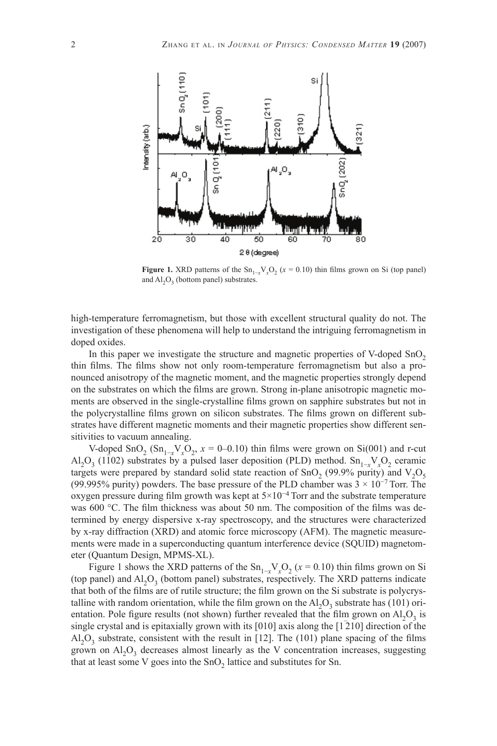**Figure 1.** XRD patterns of the $Sn_{1-x}V_xO_2$ ($x$ = 0.10) thin films grown on Si (top panel) and $Al_2O_3$ (bottom panel) substrates.

high-temperature ferromagnetism, but those with excellent structural quality do not. The investigation of these phenomena will help to understand the intriguing ferromagnetism in doped oxides.

In this paper we investigate the structure and magnetic properties of V-doped $SnO_2$ thin films. The films show not only room-temperature ferromagnetism but also a pronounced anisotropy of the magnetic moment, and the magnetic properties strongly depend on the substrates on which the films are grown. Strong in-plane anisotropic magnetic moments are observed in the single-crystalline films grown on sapphire substrates but not in the polycrystalline films grown on silicon substrates. The films grown on different substrates have different magnetic moments and their magnetic properties show different sensitivities to vacuum annealing.

V-doped $SnO_2$ ($Sn_{1-x}V_xO_2$, $x$ = 0–0.10) thin films were grown on Si(001) and r-cut $Al_2O_3$ ($1\bar{1}02$) substrates by a pulsed laser deposition (PLD) method. $Sn_{1-x}V_xO_2$ ceramic targets were prepared by standard solid state reaction of $SnO_2$ (99.9% purity) and $V_2O_5$ (99.995% purity) powders. The base pressure of the PLD chamber was $3 \times 10^{-7}$ Torr. The oxygen pressure during film growth was kept at $5 \times 10^{-4}$ Torr and the substrate temperature was 600 °C. The film thickness was about 50 nm. The composition of the films was determined by energy dispersive x-ray spectroscopy, and the structures were characterized by x-ray diffraction (XRD) and atomic force microscopy (AFM). The magnetic measurements were made in a superconducting quantum interference device (SQUID) magnetometer (Quantum Design, MPMS-XL).

Figure 1 shows the XRD patterns of the $Sn_{1-x}V_xO_2$ ($x$ = 0.10) thin films grown on Si (top panel) and $Al_2O_3$ (bottom panel) substrates, respectively. The XRD patterns indicate that both of the films are of rutile structure; the film grown on the Si substrate is polycrystalline with random orientation, while the film grown on the $Al_2O_3$ substrate has (101) orientation. Pole figure results (not shown) further revealed that the film grown on $Al_2O_3$ is single crystal and is epitaxially grown with its [010] axis along the [$1\bar{2}10$] direction of the $Al_2O_3$ substrate, consistent with the result in [12]. The (101) plane spacing of the films grown on $Al_2O_3$ decreases almost linearly as the V concentration increases, suggesting that at least some V goes into the $SnO_2$ lattice and substitutes for Sn.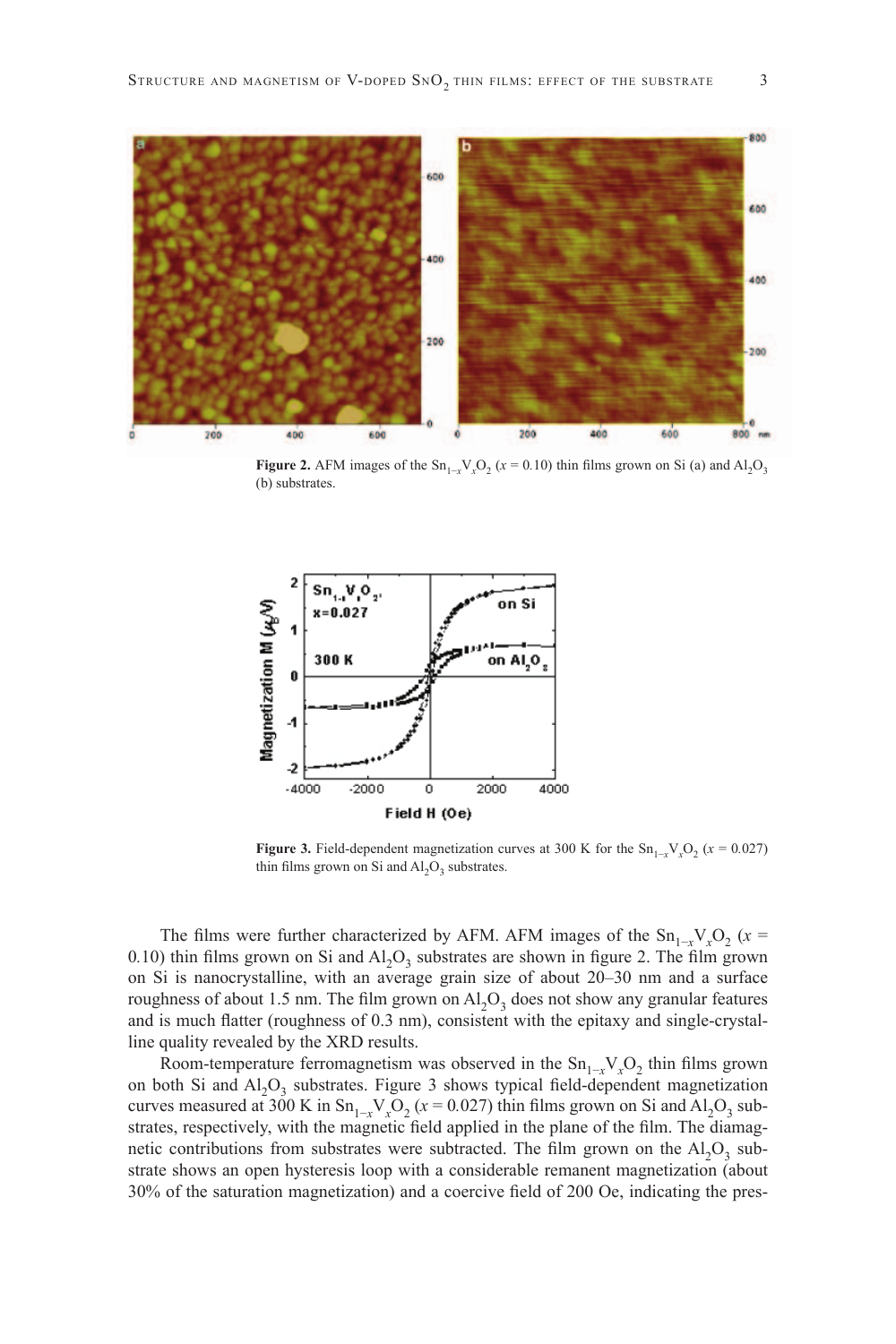**Figure 2.** AFM images of the $Sn_{1-x}V_xO_2$ ($x = 0.10$) thin films grown on Si (a) and $Al_2O_3$ (b) substrates.

**Figure 3.** Field-dependent magnetization curves at 300 K for the $Sn_{1-x}V_xO_2$ ($x = 0.027$) thin films grown on Si and $Al_2O_3$ substrates.

The films were further characterized by AFM. AFM images of the $Sn_{1-x}V_xO_2$ ($x = 0.10$) thin films grown on Si and $Al_2O_3$ substrates are shown in figure 2. The film grown on Si is nanocrystalline, with an average grain size of about 20–30 nm and a surface roughness of about 1.5 nm. The film grown on $Al_2O_3$ does not show any granular features and is much flatter (roughness of 0.3 nm), consistent with the epitaxy and single-crystalline quality revealed by the XRD results.

Room-temperature ferromagnetism was observed in the $Sn_{1-x}V_xO_2$ thin films grown on both Si and $Al_2O_3$ substrates. Figure 3 shows typical field-dependent magnetization curves measured at 300 K in $Sn_{1-x}V_xO_2$ ($x = 0.027$) thin films grown on Si and $Al_2O_3$ substrates, respectively, with the magnetic field applied in the plane of the film. The diamagnetic contributions from substrates were subtracted. The film grown on the $Al_2O_3$ substrate shows an open hysteresis loop with a considerable remanent magnetization (about 30% of the saturation magnetization) and a coercive field of 200 Oe, indicating the pres-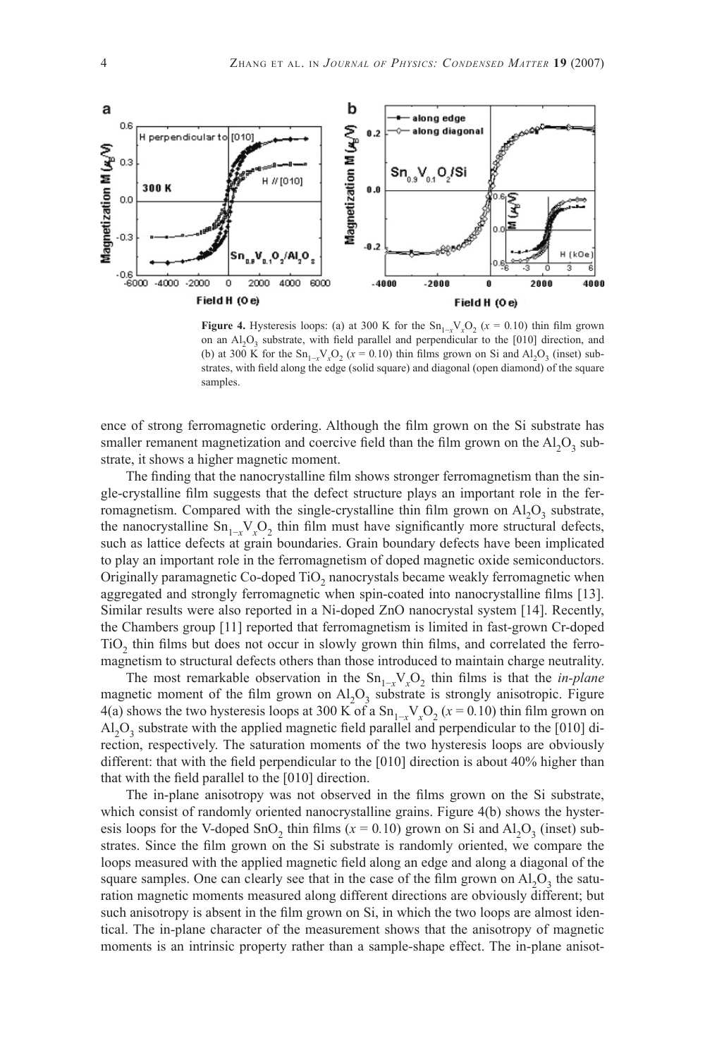**Figure 4.** Hysteresis loops: (a) at 300 K for the $Sn_{1-x}V_xO_2$ ($x = 0.10$) thin film grown on an $Al_2O_3$ substrate, with field parallel and perpendicular to the [010] direction, and (b) at 300 K for the $Sn_{1-x}V_xO_2$ ($x = 0.10$) thin films grown on Si and $Al_2O_3$ (inset) substrates, with field along the edge (solid square) and diagonal (open diamond) of the square samples.

ence of strong ferromagnetic ordering. Although the film grown on the Si substrate has smaller remanent magnetization and coercive field than the film grown on the $Al_2O_3$ substrate, it shows a higher magnetic moment.

The finding that the nanocrystalline film shows stronger ferromagnetism than the single-crystalline film suggests that the defect structure plays an important role in the ferromagnetism. Compared with the single-crystalline thin film grown on $Al_2O_3$ substrate, the nanocrystalline $Sn_{1-x}V_xO_2$ thin film must have significantly more structural defects, such as lattice defects at grain boundaries. Grain boundary defects have been implicated to play an important role in the ferromagnetism of doped magnetic oxide semiconductors. Originally paramagnetic Co-doped $TiO_2$ nanocrystals became weakly ferromagnetic when aggregated and strongly ferromagnetic when spin-coated into nanocrystalline films [13]. Similar results were also reported in a Ni-doped ZnO nanocrystal system [14]. Recently, the Chambers group [11] reported that ferromagnetism is limited in fast-grown Cr-doped $TiO_2$ thin films but does not occur in slowly grown thin films, and correlated the ferromagnetism to structural defects others than those introduced to maintain charge neutrality.

The most remarkable observation in the $Sn_{1-x}V_xO_2$ thin films is that the *in-plane* magnetic moment of the film grown on $Al_2O_3$ substrate is strongly anisotropic. Figure 4(a) shows the two hysteresis loops at 300 K of a $Sn_{1-x}V_xO_2$ ($x = 0.10$) thin film grown on $Al_2O_3$ substrate with the applied magnetic field parallel and perpendicular to the [010] direction, respectively. The saturation moments of the two hysteresis loops are obviously different: that with the field perpendicular to the [010] direction is about 40% higher than that with the field parallel to the [010] direction.

The in-plane anisotropy was not observed in the films grown on the Si substrate, which consist of randomly oriented nanocrystalline grains. Figure 4(b) shows the hysteresis loops for the V-doped $SnO_2$ thin films ($x = 0.10$) grown on Si and $Al_2O_3$ (inset) substrates. Since the film grown on the Si substrate is randomly oriented, we compare the loops measured with the applied magnetic field along an edge and along a diagonal of the square samples. One can clearly see that in the case of the film grown on $Al_2O_3$ the saturation magnetic moments measured along different directions are obviously different; but such anisotropy is absent in the film grown on Si, in which the two loops are almost identical. The in-plane character of the measurement shows that the anisotropy of magnetic moments is an intrinsic property rather than a sample-shape effect. The in-plane anisot-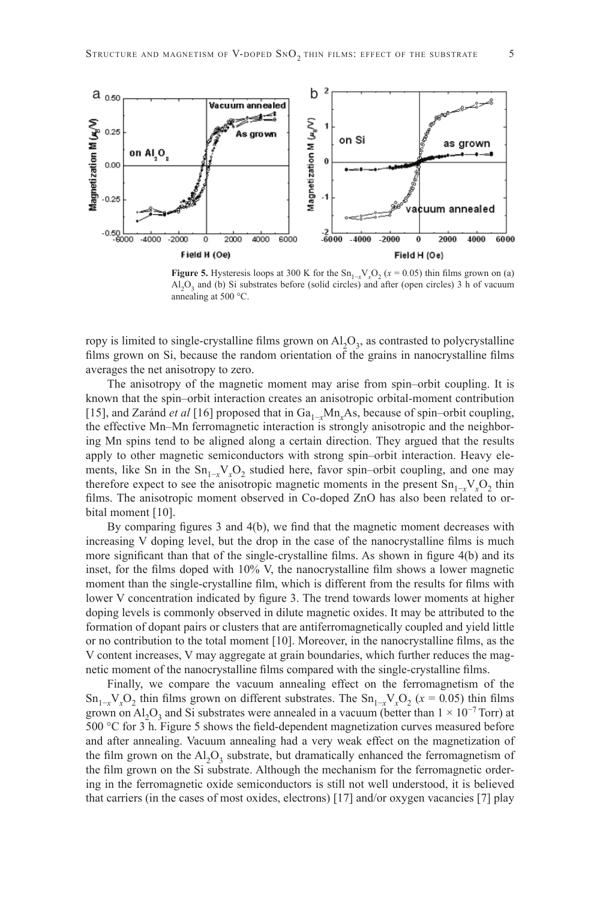**Figure 5.** Hysteresis loops at 300 K for the $Sn_{1-x}V_xO_2$ ($x = 0.05$) thin films grown on (a) $Al_2O_3$ and (b) Si substrates before (solid circles) and after (open circles) 3 h of vacuum annealing at 500 °C.

ropy is limited to single-crystalline films grown on $Al_2O_3$, as contrasted to polycrystalline films grown on Si, because the random orientation of the grains in nanocrystalline films averages the net anisotropy to zero.

The anisotropy of the magnetic moment may arise from spin–orbit coupling. It is known that the spin–orbit interaction creates an anisotropic orbital-moment contribution [15], and Zaránd *et al* [16] proposed that in $Ga_{1-x}Mn_xAs$, because of spin–orbit coupling, the effective Mn–Mn ferromagnetic interaction is strongly anisotropic and the neighboring Mn spins tend to be aligned along a certain direction. They argued that the results apply to other magnetic semiconductors with strong spin–orbit interaction. Heavy elements, like Sn in the $Sn_{1-x}V_xO_2$ studied here, favor spin–orbit coupling, and one may therefore expect to see the anisotropic magnetic moments in the present $Sn_{1-x}V_xO_2$ thin films. The anisotropic moment observed in Co-doped ZnO has also been related to orbital moment [10].

By comparing figures 3 and 4(b), we find that the magnetic moment decreases with increasing V doping level, but the drop in the case of the nanocrystalline films is much more significant than that of the single-crystalline films. As shown in figure 4(b) and its inset, for the films doped with 10% V, the nanocrystalline film shows a lower magnetic moment than the single-crystalline film, which is different from the results for films with lower V concentration indicated by figure 3. The trend towards lower moments at higher doping levels is commonly observed in dilute magnetic oxides. It may be attributed to the formation of dopant pairs or clusters that are antiferromagnetically coupled and yield little or no contribution to the total moment [10]. Moreover, in the nanocrystalline films, as the V content increases, V may aggregate at grain boundaries, which further reduces the magnetic moment of the nanocrystalline films compared with the single-crystalline films.

Finally, we compare the vacuum annealing effect on the ferromagnetism of the $Sn_{1-x}V_xO_2$ thin films grown on different substrates. The $Sn_{1-x}V_xO_2$ ($x = 0.05$) thin films grown on $Al_2O_3$ and Si substrates were annealed in a vacuum (better than $1 \times 10^{-7}$ Torr) at 500 °C for 3 h. Figure 5 shows the field-dependent magnetization curves measured before and after annealing. Vacuum annealing had a very weak effect on the magnetization of the film grown on the $Al_2O_3$ substrate, but dramatically enhanced the ferromagnetism of the film grown on the Si substrate. Although the mechanism for the ferromagnetic ordering in the ferromagnetic oxide semiconductors is still not well understood, it is believed that carriers (in the cases of most oxides, electrons) [17] and/or oxygen vacancies [7] play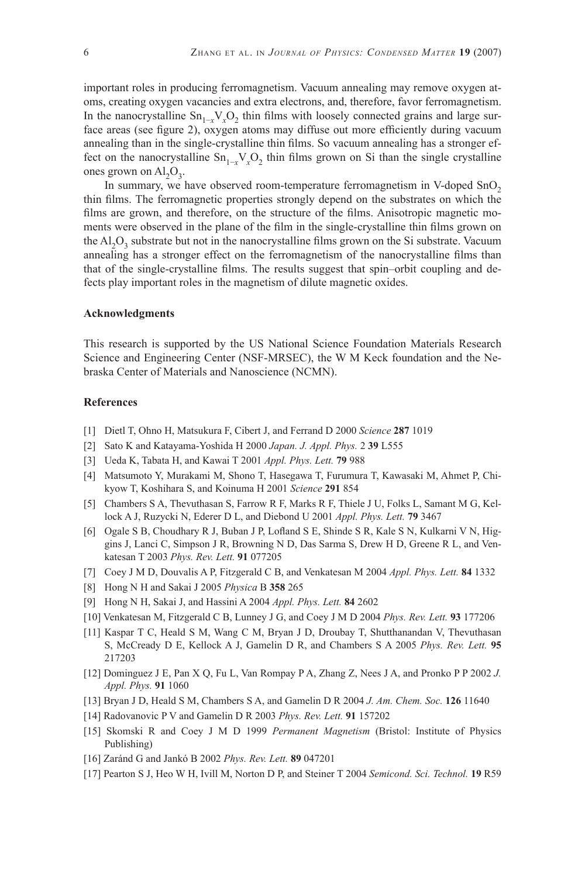important roles in producing ferromagnetism. Vacuum annealing may remove oxygen atoms, creating oxygen vacancies and extra electrons, and, therefore, favor ferromagnetism. In the nanocrystalline $Sn_{1-x}V_xO_2$ thin films with loosely connected grains and large surface areas (see figure 2), oxygen atoms may diffuse out more efficiently during vacuum annealing than in the single-crystalline thin films. So vacuum annealing has a stronger effect on the nanocrystalline $Sn_{1-x}V_xO_2$ thin films grown on Si than the single crystalline ones grown on $Al_2O_3$.

In summary, we have observed room-temperature ferromagnetism in V-doped $SnO_2$ thin films. The ferromagnetic properties strongly depend on the substrates on which the films are grown, and therefore, on the structure of the films. Anisotropic magnetic moments were observed in the plane of the film in the single-crystalline thin films grown on the $Al_2O_3$ substrate but not in the nanocrystalline films grown on the Si substrate. Vacuum annealing has a stronger effect on the ferromagnetism of the nanocrystalline films than that of the single-crystalline films. The results suggest that spin–orbit coupling and defects play important roles in the magnetism of dilute magnetic oxides.

### Acknowledgments

This research is supported by the US National Science Foundation Materials Research Science and Engineering Center (NSF-MRSEC), the W M Keck foundation and the Nebraska Center of Materials and Nanoscience (NCMN).

### References

[1] Dietl T, Ohno H, Matsukura F, Cibert J, and Ferrand D 2000 *Science* **287** 1019

[2] Sato K and Katayama-Yoshida H 2000 *Japan. J. Appl. Phys.* 2 **39** L555

[3] Ueda K, Tabata H, and Kawai T 2001 *Appl. Phys. Lett.* **79** 988

[4] Matsumoto Y, Murakami M, Shono T, Hasegawa T, Furumura T, Kawasaki M, Ahmet P, Chikyow T, Koshihara S, and Koinuma H 2001 *Science* **291** 854

[5] Chambers S A, Thevuthasan S, Farrow R F, Marks R F, Thiele J U, Folks L, Samant M G, Kellock A J, Ruzycki N, Ederer D L, and Diebond U 2001 *Appl. Phys. Lett.* **79** 3467

[6] Ogale S B, Choudhary R J, Buban J P, Lofland S E, Shinde S R, Kale S N, Kulkarni V N, Higgins J, Lanci C, Simpson J R, Browning N D, Das Sarma S, Drew H D, Greene R L, and Venkatesan T 2003 *Phys. Rev. Lett.* **91** 077205

[7] Coey J M D, Douvalis A P, Fitzgerald C B, and Venkatesan M 2004 *Appl. Phys. Lett.* **84** 1332

[8] Hong N H and Sakai J 2005 *Physica* B **358** 265

[9] Hong N H, Sakai J, and Hassini A 2004 *Appl. Phys. Lett.* **84** 2602

[10] Venkatesan M, Fitzgerald C B, Lunney J G, and Coey J M D 2004 *Phys. Rev. Lett.* **93** 177206

[11] Kaspar T C, Heald S M, Wang C M, Bryan J D, Droubay T, Shutthanandan V, Thevuthasan S, McCready D E, Kellock A J, Gamelin D R, and Chambers S A 2005 *Phys. Rev. Lett.* **95** 217203

[12] Dominguez J E, Pan X Q, Fu L, Van Rompay P A, Zhang Z, Nees J A, and Pronko P P 2002 *J. Appl. Phys.* **91** 1060

[13] Bryan J D, Heald S M, Chambers S A, and Gamelin D R 2004 *J. Am. Chem. Soc.* **126** 11640

[14] Radovanovic P V and Gamelin D R 2003 *Phys. Rev. Lett.* **91** 157202

[15] Skomski R and Coey J M D 1999 *Permanent Magnetism* (Bristol: Institute of Physics Publishing)

[16] Zaránd G and Jankó B 2002 *Phys. Rev. Lett.* **89** 047201

[17] Pearton S J, Heo W H, Ivill M, Norton D P, and Steiner T 2004 *Semicond. Sci. Technol.* **19** R59